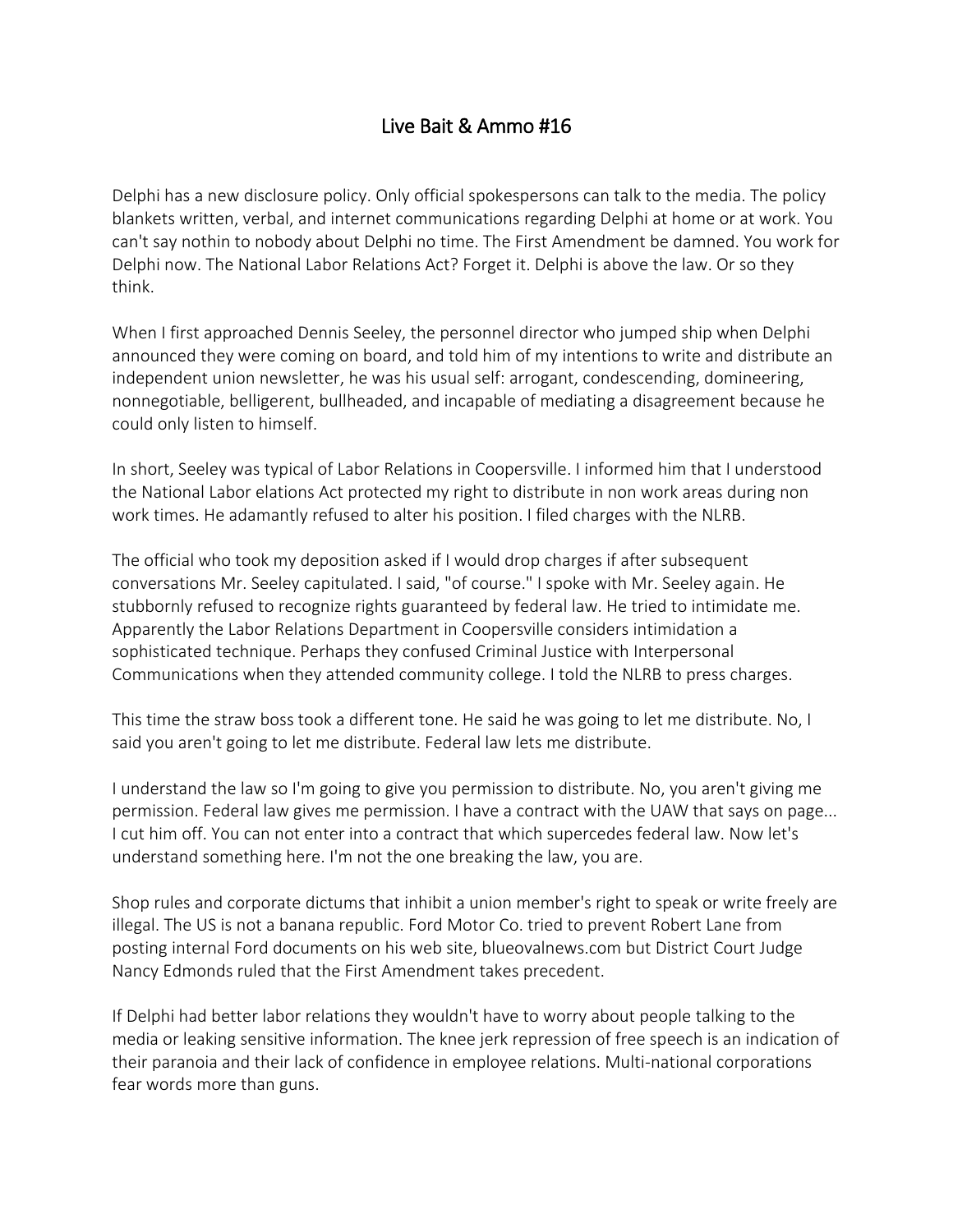# Live Bait & Ammo #16

Delphi has a new disclosure policy. Only official spokespersons can talk to the media. The policy blankets written, verbal, and internet communications regarding Delphi at home or at work. You can't say nothin to nobody about Delphi no time. The First Amendment be damned. You work for Delphi now. The National Labor Relations Act? Forget it. Delphi is above the law. Or so they think.

When I first approached Dennis Seeley, the personnel director who jumped ship when Delphi announced they were coming on board, and told him of my intentions to write and distribute an independent union newsletter, he was his usual self: arrogant, condescending, domineering, nonnegotiable, belligerent, bullheaded, and incapable of mediating a disagreement because he could only listen to himself.

In short, Seeley was typical of Labor Relations in Coopersville. I informed him that I understood the National Labor elations Act protected my right to distribute in non work areas during non work times. He adamantly refused to alter his position. I filed charges with the NLRB.

The official who took my deposition asked if I would drop charges if after subsequent conversations Mr. Seeley capitulated. I said, "of course." I spoke with Mr. Seeley again. He stubbornly refused to recognize rights guaranteed by federal law. He tried to intimidate me. Apparently the Labor Relations Department in Coopersville considers intimidation a sophisticated technique. Perhaps they confused Criminal Justice with Interpersonal Communications when they attended community college. I told the NLRB to press charges.

This time the straw boss took a different tone. He said he was going to let me distribute. No, I said you aren't going to let me distribute. Federal law lets me distribute.

I understand the law so I'm going to give you permission to distribute. No, you aren't giving me permission. Federal law gives me permission. I have a contract with the UAW that says on page... I cut him off. You can not enter into a contract that which supercedes federal law. Now let's understand something here. I'm not the one breaking the law, you are.

Shop rules and corporate dictums that inhibit a union member's right to speak or write freely are illegal. The US is not a banana republic. Ford Motor Co. tried to prevent Robert Lane from posting internal Ford documents on his web site, blueovalnews.com but District Court Judge Nancy Edmonds ruled that the First Amendment takes precedent.

If Delphi had better labor relations they wouldn't have to worry about people talking to the media or leaking sensitive information. The knee jerk repression of free speech is an indication of their paranoia and their lack of confidence in employee relations. Multi-national corporations fear words more than guns.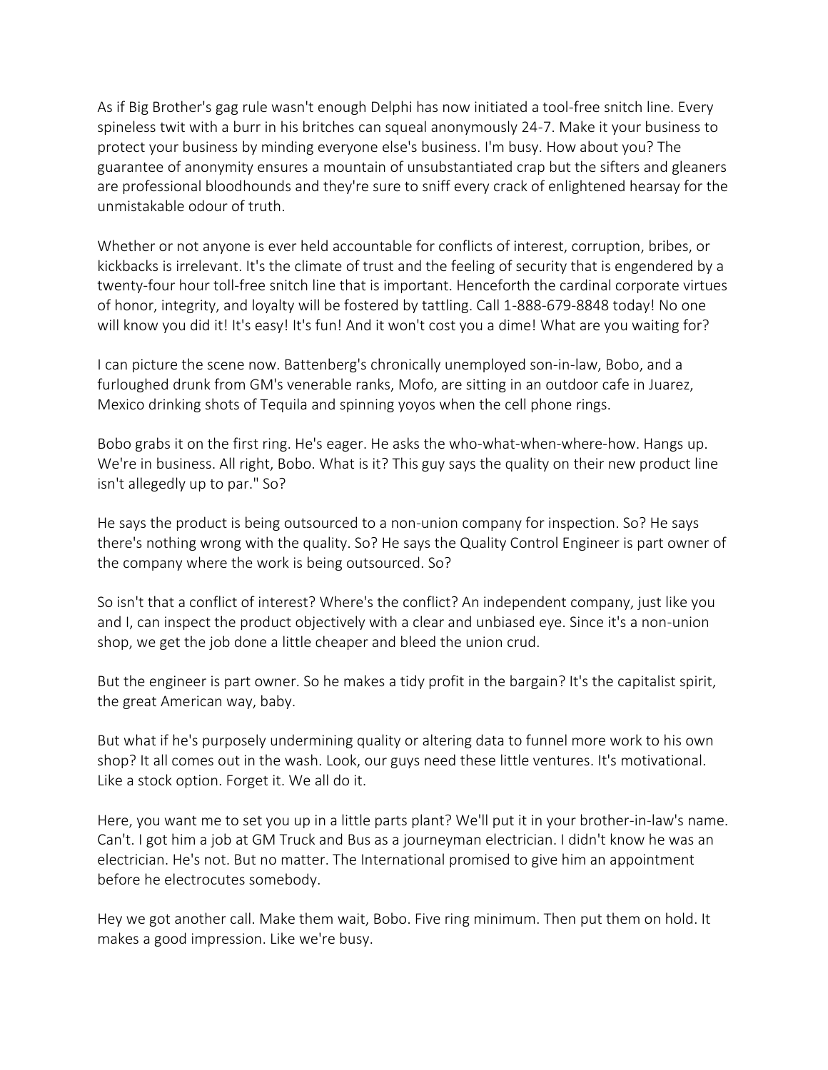As if Big Brother's gag rule wasn't enough Delphi has now initiated a tool-free snitch line. Every spineless twit with a burr in his britches can squeal anonymously 24-7. Make it your business to protect your business by minding everyone else's business. I'm busy. How about you? The guarantee of anonymity ensures a mountain of unsubstantiated crap but the sifters and gleaners are professional bloodhounds and they're sure to sniff every crack of enlightened hearsay for the unmistakable odour of truth.

Whether or not anyone is ever held accountable for conflicts of interest, corruption, bribes, or kickbacks is irrelevant. It's the climate of trust and the feeling of security that is engendered by a twenty-four hour toll-free snitch line that is important. Henceforth the cardinal corporate virtues of honor, integrity, and loyalty will be fostered by tattling. Call 1-888-679-8848 today! No one will know you did it! It's easy! It's fun! And it won't cost you a dime! What are you waiting for?

I can picture the scene now. Battenberg's chronically unemployed son-in-law, Bobo, and a furloughed drunk from GM's venerable ranks, Mofo, are sitting in an outdoor cafe in Juarez, Mexico drinking shots of Tequila and spinning yoyos when the cell phone rings.

Bobo grabs it on the first ring. He's eager. He asks the who-what-when-where-how. Hangs up. We're in business. All right, Bobo. What is it? This guy says the quality on their new product line isn't allegedly up to par." So?

He says the product is being outsourced to a non-union company for inspection. So? He says there's nothing wrong with the quality. So? He says the Quality Control Engineer is part owner of the company where the work is being outsourced. So?

So isn't that a conflict of interest? Where's the conflict? An independent company, just like you and I, can inspect the product objectively with a clear and unbiased eye. Since it's a non-union shop, we get the job done a little cheaper and bleed the union crud.

But the engineer is part owner. So he makes a tidy profit in the bargain? It's the capitalist spirit, the great American way, baby.

But what if he's purposely undermining quality or altering data to funnel more work to his own shop? It all comes out in the wash. Look, our guys need these little ventures. It's motivational. Like a stock option. Forget it. We all do it.

Here, you want me to set you up in a little parts plant? We'll put it in your brother-in-law's name. Can't. I got him a job at GM Truck and Bus as a journeyman electrician. I didn't know he was an electrician. He's not. But no matter. The International promised to give him an appointment before he electrocutes somebody.

Hey we got another call. Make them wait, Bobo. Five ring minimum. Then put them on hold. It makes a good impression. Like we're busy.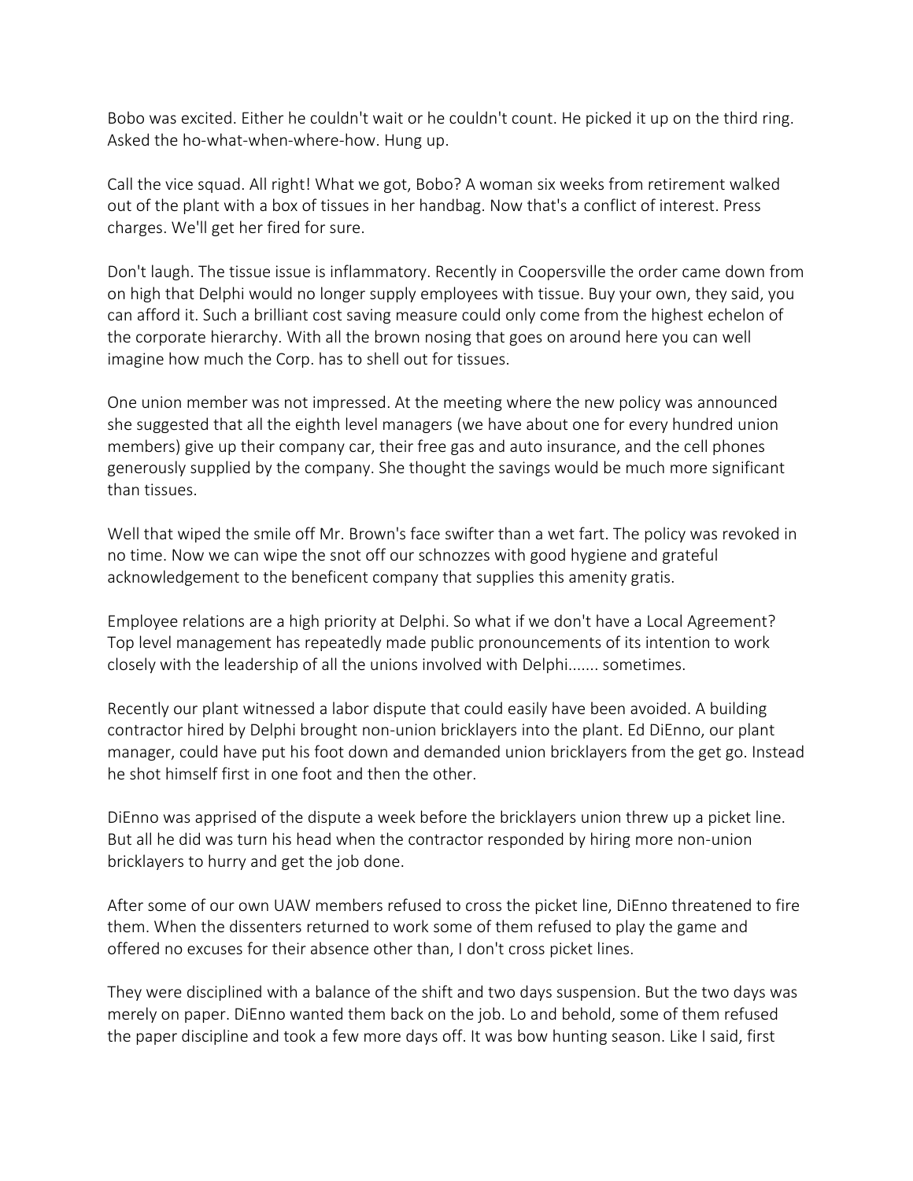Bobo was excited. Either he couldn't wait or he couldn't count. He picked it up on the third ring. Asked the ho-what-when-where-how. Hung up.

Call the vice squad. All right! What we got, Bobo? A woman six weeks from retirement walked out of the plant with a box of tissues in her handbag. Now that's a conflict of interest. Press charges. We'll get her fired for sure.

Don't laugh. The tissue issue is inflammatory. Recently in Coopersville the order came down from on high that Delphi would no longer supply employees with tissue. Buy your own, they said, you can afford it. Such a brilliant cost saving measure could only come from the highest echelon of the corporate hierarchy. With all the brown nosing that goes on around here you can well imagine how much the Corp. has to shell out for tissues.

One union member was not impressed. At the meeting where the new policy was announced she suggested that all the eighth level managers (we have about one for every hundred union members) give up their company car, their free gas and auto insurance, and the cell phones generously supplied by the company. She thought the savings would be much more significant than tissues.

Well that wiped the smile off Mr. Brown's face swifter than a wet fart. The policy was revoked in no time. Now we can wipe the snot off our schnozzes with good hygiene and grateful acknowledgement to the beneficent company that supplies this amenity gratis.

Employee relations are a high priority at Delphi. So what if we don't have a Local Agreement? Top level management has repeatedly made public pronouncements of its intention to work closely with the leadership of all the unions involved with Delphi....... sometimes.

Recently our plant witnessed a labor dispute that could easily have been avoided. A building contractor hired by Delphi brought non-union bricklayers into the plant. Ed DiEnno, our plant manager, could have put his foot down and demanded union bricklayers from the get go. Instead he shot himself first in one foot and then the other.

DiEnno was apprised of the dispute a week before the bricklayers union threw up a picket line. But all he did was turn his head when the contractor responded by hiring more non-union bricklayers to hurry and get the job done.

After some of our own UAW members refused to cross the picket line, DiEnno threatened to fire them. When the dissenters returned to work some of them refused to play the game and offered no excuses for their absence other than, I don't cross picket lines.

They were disciplined with a balance of the shift and two days suspension. But the two days was merely on paper. DiEnno wanted them back on the job. Lo and behold, some of them refused the paper discipline and took a few more days off. It was bow hunting season. Like I said, first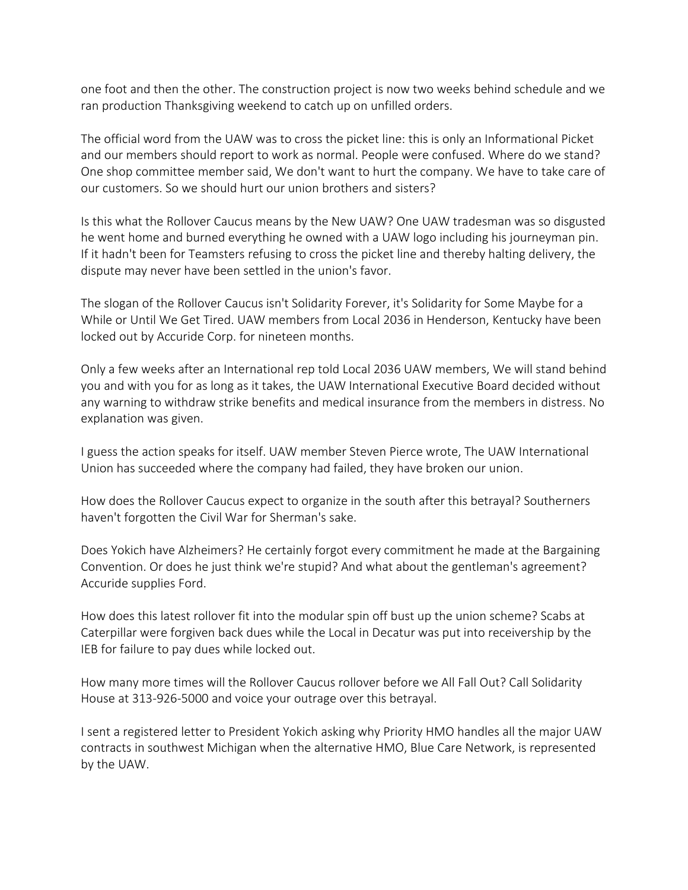one foot and then the other. The construction project is now two weeks behind schedule and we ran production Thanksgiving weekend to catch up on unfilled orders.

The official word from the UAW was to cross the picket line: this is only an Informational Picket and our members should report to work as normal. People were confused. Where do we stand? One shop committee member said, We don't want to hurt the company. We have to take care of our customers. So we should hurt our union brothers and sisters?

Is this what the Rollover Caucus means by the New UAW? One UAW tradesman was so disgusted he went home and burned everything he owned with a UAW logo including his journeyman pin. If it hadn't been for Teamsters refusing to cross the picket line and thereby halting delivery, the dispute may never have been settled in the union's favor.

The slogan of the Rollover Caucus isn't Solidarity Forever, it's Solidarity for Some Maybe for a While or Until We Get Tired. UAW members from Local 2036 in Henderson, Kentucky have been locked out by Accuride Corp. for nineteen months.

Only a few weeks after an International rep told Local 2036 UAW members, We will stand behind you and with you for as long as it takes, the UAW International Executive Board decided without any warning to withdraw strike benefits and medical insurance from the members in distress. No explanation was given.

I guess the action speaks for itself. UAW member Steven Pierce wrote, The UAW International Union has succeeded where the company had failed, they have broken our union.

How does the Rollover Caucus expect to organize in the south after this betrayal? Southerners haven't forgotten the Civil War for Sherman's sake.

Does Yokich have Alzheimers? He certainly forgot every commitment he made at the Bargaining Convention. Or does he just think we're stupid? And what about the gentleman's agreement? Accuride supplies Ford.

How does this latest rollover fit into the modular spin off bust up the union scheme? Scabs at Caterpillar were forgiven back dues while the Local in Decatur was put into receivership by the IEB for failure to pay dues while locked out.

How many more times will the Rollover Caucus rollover before we All Fall Out? Call Solidarity House at 313-926-5000 and voice your outrage over this betrayal.

I sent a registered letter to President Yokich asking why Priority HMO handles all the major UAW contracts in southwest Michigan when the alternative HMO, Blue Care Network, is represented by the UAW.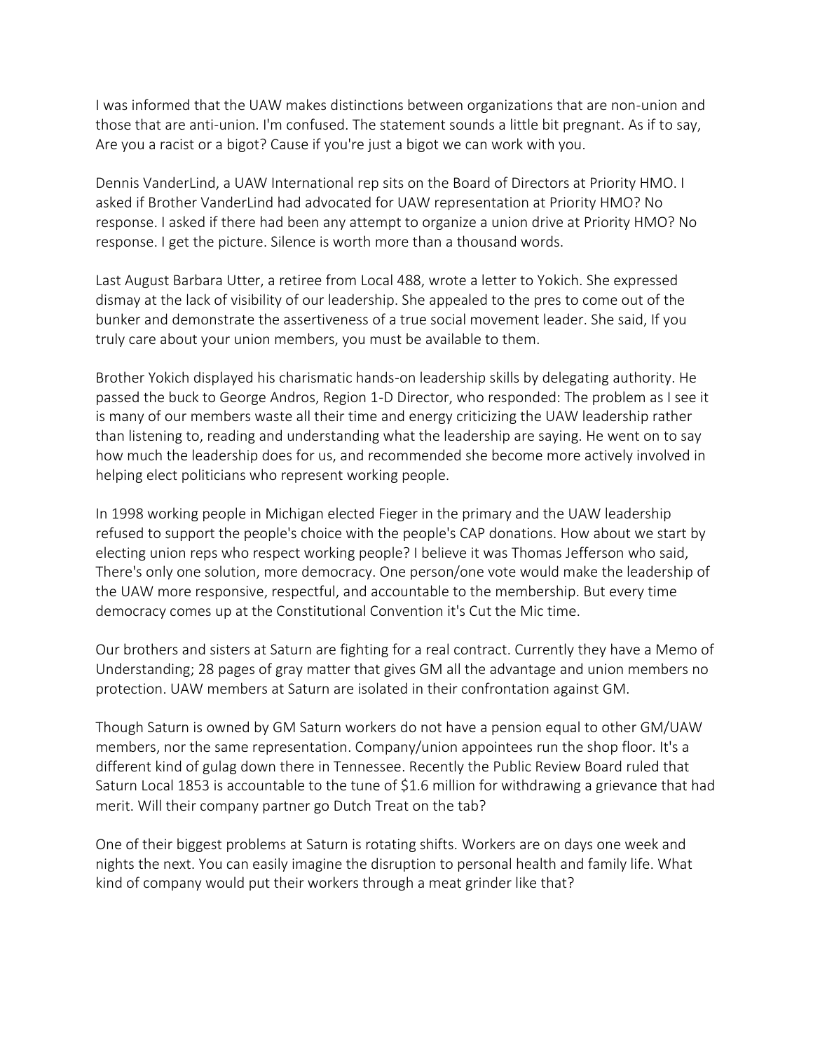I was informed that the UAW makes distinctions between organizations that are non-union and those that are anti-union. I'm confused. The statement sounds a little bit pregnant. As if to say, Are you a racist or a bigot? Cause if you're just a bigot we can work with you.

Dennis VanderLind, a UAW International rep sits on the Board of Directors at Priority HMO. I asked if Brother VanderLind had advocated for UAW representation at Priority HMO? No response. I asked if there had been any attempt to organize a union drive at Priority HMO? No response. I get the picture. Silence is worth more than a thousand words.

Last August Barbara Utter, a retiree from Local 488, wrote a letter to Yokich. She expressed dismay at the lack of visibility of our leadership. She appealed to the pres to come out of the bunker and demonstrate the assertiveness of a true social movement leader. She said, If you truly care about your union members, you must be available to them.

Brother Yokich displayed his charismatic hands-on leadership skills by delegating authority. He passed the buck to George Andros, Region 1-D Director, who responded: The problem as I see it is many of our members waste all their time and energy criticizing the UAW leadership rather than listening to, reading and understanding what the leadership are saying. He went on to say how much the leadership does for us, and recommended she become more actively involved in helping elect politicians who represent working people.

In 1998 working people in Michigan elected Fieger in the primary and the UAW leadership refused to support the people's choice with the people's CAP donations. How about we start by electing union reps who respect working people? I believe it was Thomas Jefferson who said, There's only one solution, more democracy. One person/one vote would make the leadership of the UAW more responsive, respectful, and accountable to the membership. But every time democracy comes up at the Constitutional Convention it's Cut the Mic time.

Our brothers and sisters at Saturn are fighting for a real contract. Currently they have a Memo of Understanding; 28 pages of gray matter that gives GM all the advantage and union members no protection. UAW members at Saturn are isolated in their confrontation against GM.

Though Saturn is owned by GM Saturn workers do not have a pension equal to other GM/UAW members, nor the same representation. Company/union appointees run the shop floor. It's a different kind of gulag down there in Tennessee. Recently the Public Review Board ruled that Saturn Local 1853 is accountable to the tune of $1.6 million for withdrawing a grievance that had merit. Will their company partner go Dutch Treat on the tab?

One of their biggest problems at Saturn is rotating shifts. Workers are on days one week and nights the next. You can easily imagine the disruption to personal health and family life. What kind of company would put their workers through a meat grinder like that?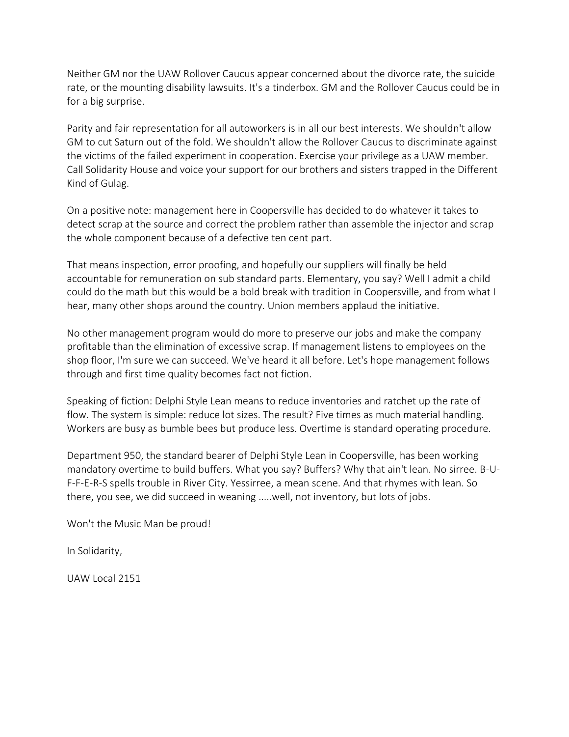Neither GM nor the UAW Rollover Caucus appear concerned about the divorce rate, the suicide rate, or the mounting disability lawsuits. It's a tinderbox. GM and the Rollover Caucus could be in for a big surprise.

Parity and fair representation for all autoworkers is in all our best interests. We shouldn't allow GM to cut Saturn out of the fold. We shouldn't allow the Rollover Caucus to discriminate against the victims of the failed experiment in cooperation. Exercise your privilege as a UAW member. Call Solidarity House and voice your support for our brothers and sisters trapped in the Different Kind of Gulag.

On a positive note: management here in Coopersville has decided to do whatever it takes to detect scrap at the source and correct the problem rather than assemble the injector and scrap the whole component because of a defective ten cent part.

That means inspection, error proofing, and hopefully our suppliers will finally be held accountable for remuneration on sub standard parts. Elementary, you say? Well I admit a child could do the math but this would be a bold break with tradition in Coopersville, and from what I hear, many other shops around the country. Union members applaud the initiative.

No other management program would do more to preserve our jobs and make the company profitable than the elimination of excessive scrap. If management listens to employees on the shop floor, I'm sure we can succeed. We've heard it all before. Let's hope management follows through and first time quality becomes fact not fiction.

Speaking of fiction: Delphi Style Lean means to reduce inventories and ratchet up the rate of flow. The system is simple: reduce lot sizes. The result? Five times as much material handling. Workers are busy as bumble bees but produce less. Overtime is standard operating procedure.

Department 950, the standard bearer of Delphi Style Lean in Coopersville, has been working mandatory overtime to build buffers. What you say? Buffers? Why that ain't lean. No sirree. B-U-F-F-E-R-S spells trouble in River City. Yessirree, a mean scene. And that rhymes with lean. So there, you see, we did succeed in weaning .....well, not inventory, but lots of jobs.

Won't the Music Man be proud!

In Solidarity,

UAW Local 2151